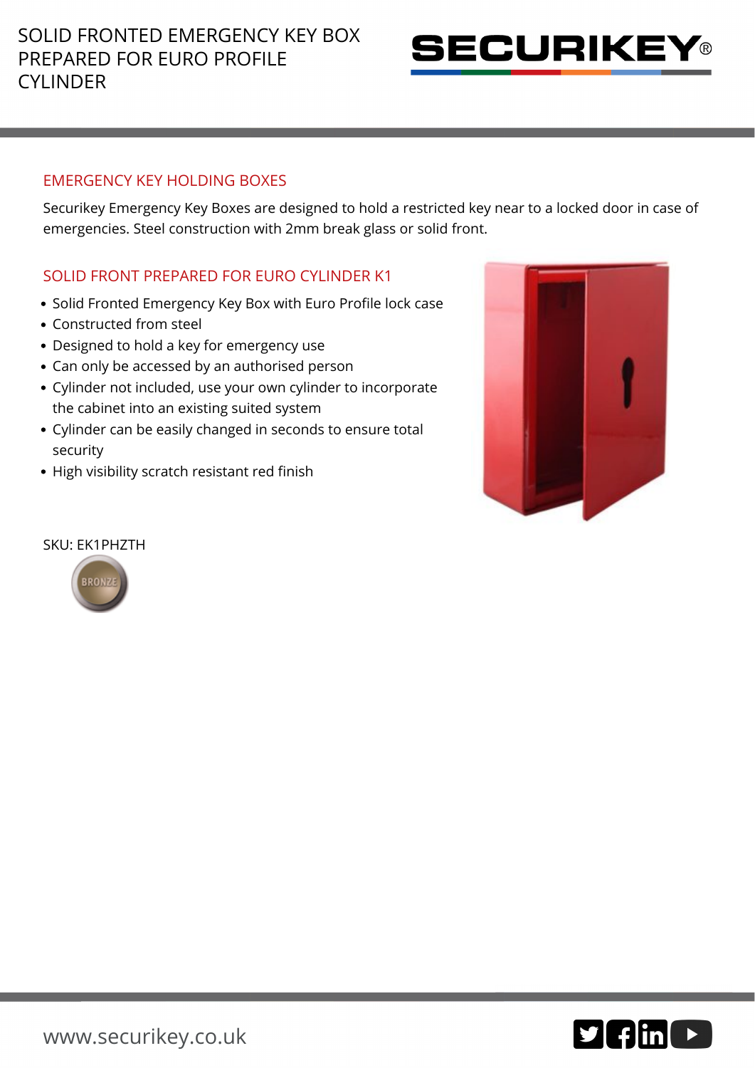# SOLID FRONTED EMERGENCY KEY BOX PREPARED FOR EURO PROFILE CYLINDER

SECURIKEY®

## EMERGENCY KEY HOLDING BOXES

Securikey Emergency Key Boxes are designed to hold a restricted key near to a locked door in case of emergencies. Steel construction with 2mm break glass or solid front.

## SOLID FRONT PREPARED FOR EURO CYLINDER K1

- Solid Fronted Emergency Key Box with Euro Profile lock case
- Constructed from steel
- Designed to hold a key for emergency use
- Can only be accessed by an authorised person
- Cylinder not included, use your own cylinder to incorporate the cabinet into an existing suited system
- Cylinder can be easily changed in seconds to ensure total security
- High visibility scratch resistant red finish

SKU: EK1PHZTH

BRONZE

www.securikey.co.uk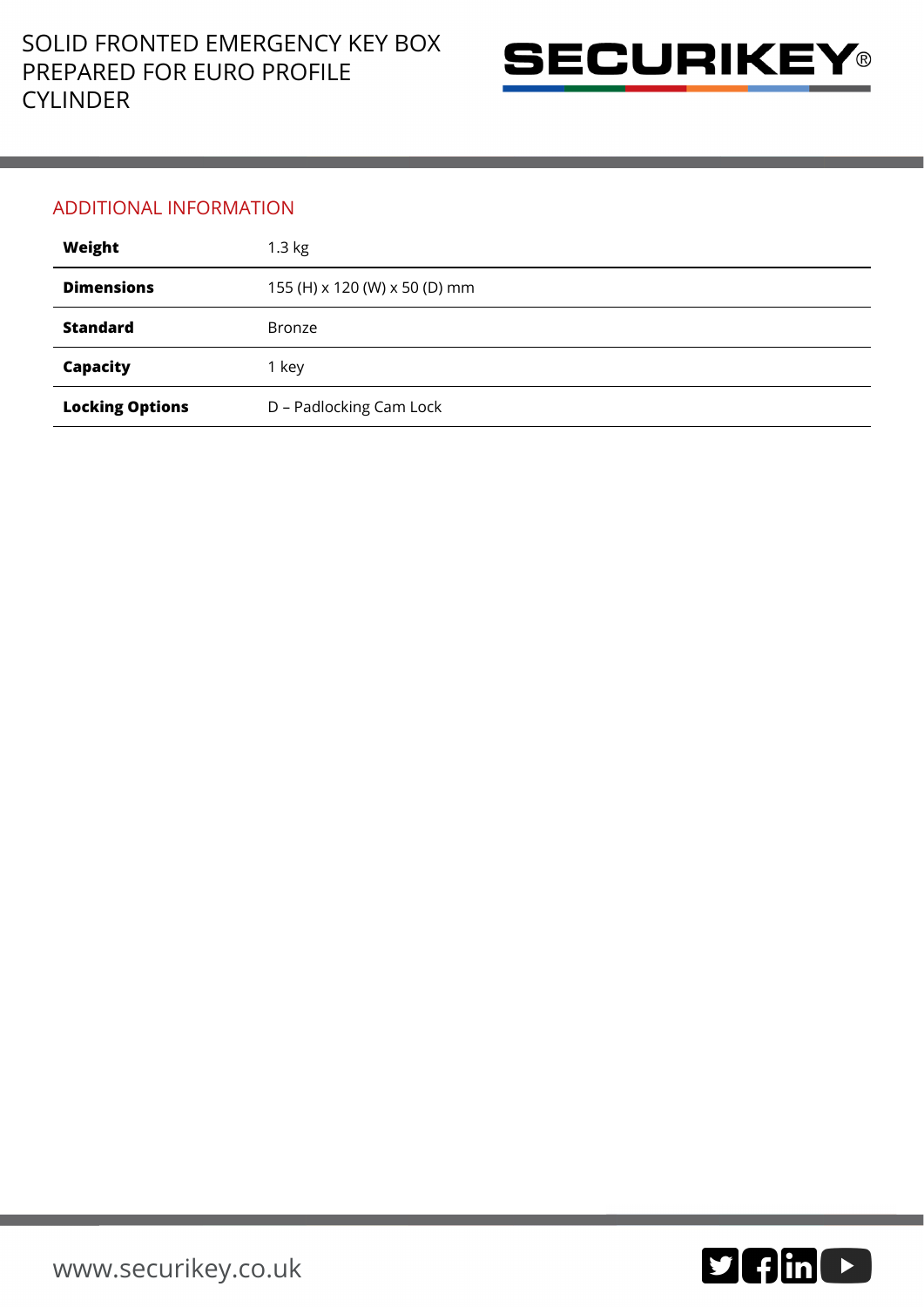## ADDITIONAL INFORMATION

| | |
|---|---|
| **Weight** | 1.3 kg |
| **Dimensions** | 155 (H) x 120 (W) x 50 (D) mm |
| **Standard** | Bronze |
| **Capacity** | 1 key |
| **Locking Options** | D – Padlocking Cam Lock |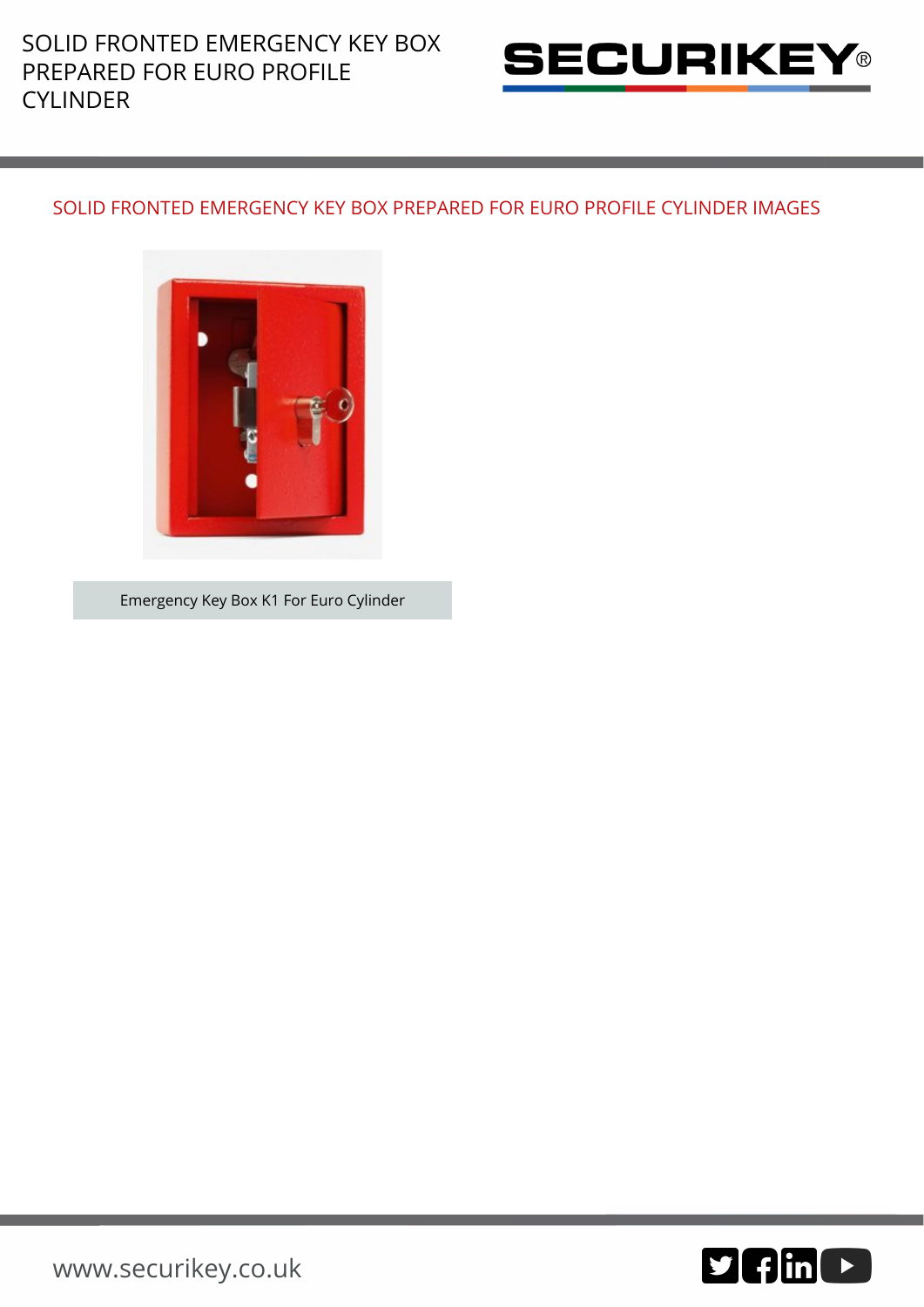## SOLID FRONTED EMERGENCY KEY BOX PREPARED FOR EURO PROFILE CYLINDER IMAGES

Emergency Key Box K1 For Euro Cylinder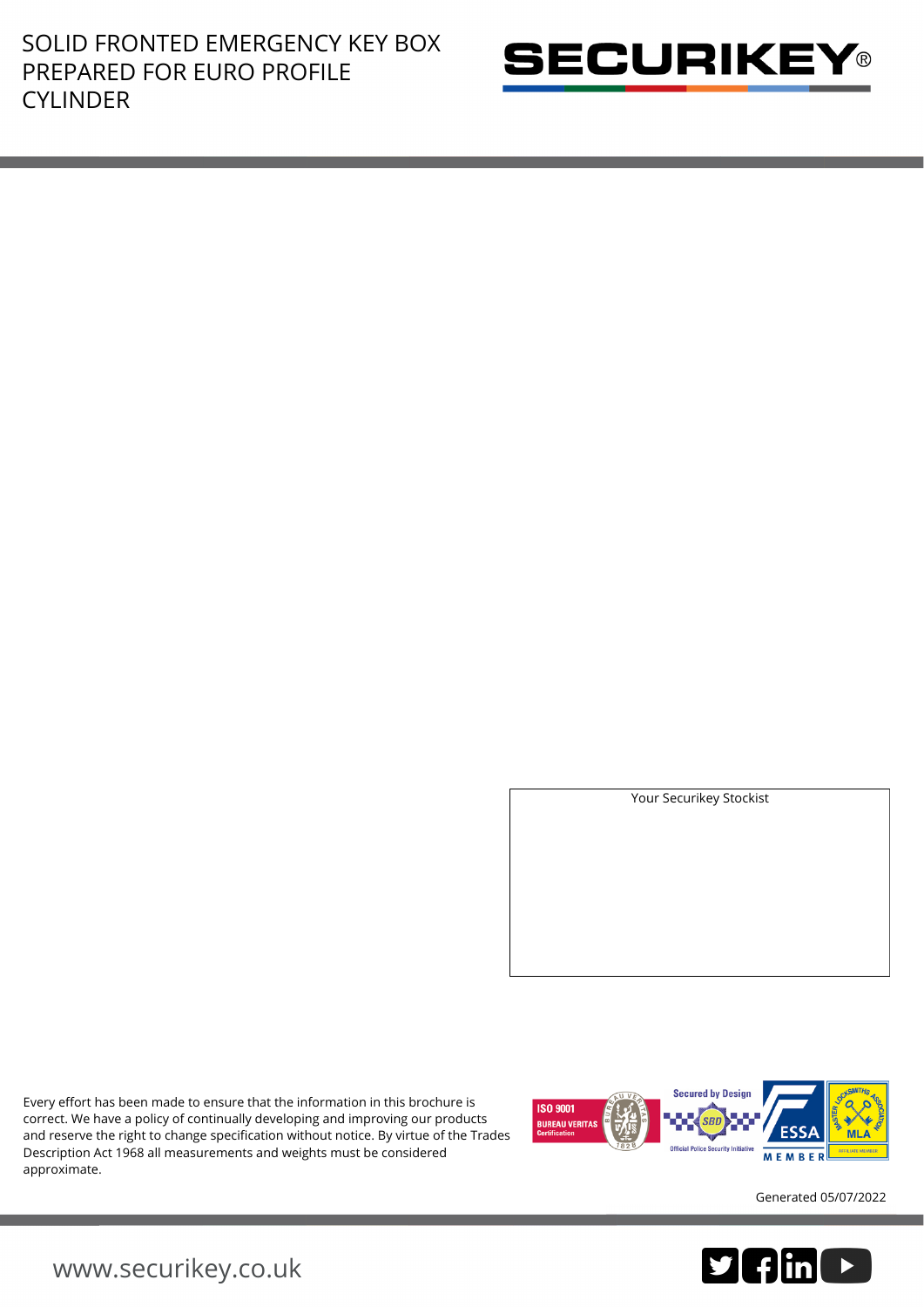# SOLID FRONTED EMERGENCY KEY BOX PREPARED FOR EURO PROFILE CYLINDER

SECURIKEY®

Your Securikey Stockist

Every effort has been made to ensure that the information in this brochure is correct. We have a policy of continually developing and improving our products and reserve the right to change specification without notice. By virtue of the Trades Description Act 1968 all measurements and weights must be considered approximate.

Generated 05/07/2022

www.securikey.co.uk